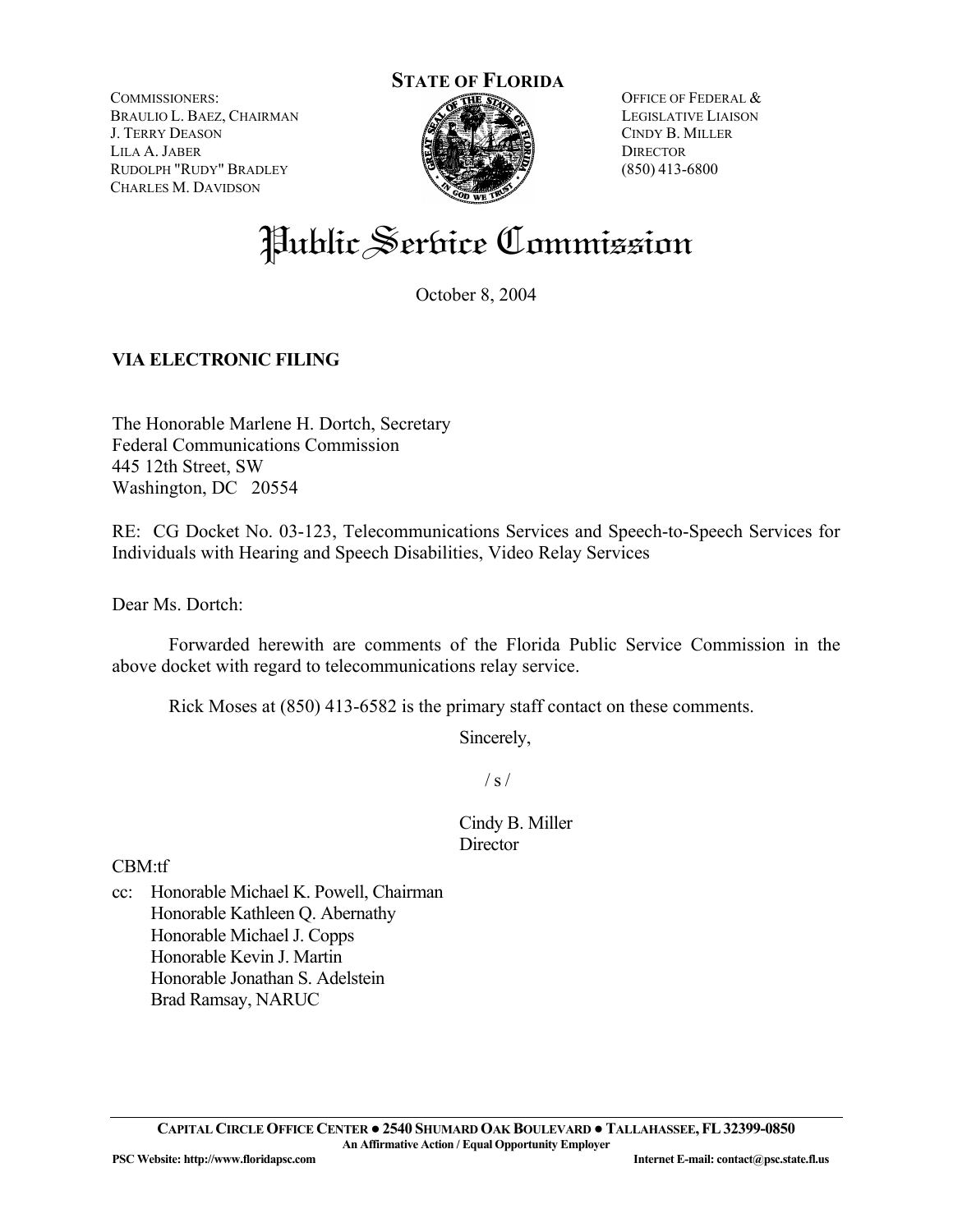**STATE OF FLORIDA**

COMMISSIONERS:
BRAULIO L. BAEZ, CHAIRMAN
J. TERRY DEASON
LILA A. JABER
RUDOLPH "RUDY" BRADLEY
CHARLES M. DAVIDSON

OFFICE OF FEDERAL &
LEGISLATIVE LIAISON
CINDY B. MILLER
DIRECTOR
(850) 413-6800

# Public Service Commission

October 8, 2004

**VIA ELECTRONIC FILING**

The Honorable Marlene H. Dortch, Secretary
Federal Communications Commission
445 12th Street, SW
Washington, DC 20554

RE: CG Docket No. 03-123, Telecommunications Services and Speech-to-Speech Services for Individuals with Hearing and Speech Disabilities, Video Relay Services

Dear Ms. Dortch:

Forwarded herewith are comments of the Florida Public Service Commission in the above docket with regard to telecommunications relay service.

Rick Moses at (850) 413-6582 is the primary staff contact on these comments.

Sincerely,

/ s /

Cindy B. Miller
Director

CBM:tf

cc: Honorable Michael K. Powell, Chairman
Honorable Kathleen Q. Abernathy
Honorable Michael J. Copps
Honorable Kevin J. Martin
Honorable Jonathan S. Adelstein
Brad Ramsay, NARUC

**CAPITAL CIRCLE OFFICE CENTER ● 2540 SHUMARD OAK BOULEVARD ● TALLAHASSEE, FL 32399-0850**
**An Affirmative Action / Equal Opportunity Employer**
**PSC Website: http://www.floridapsc.com** **Internet E-mail: contact@psc.state.fl.us**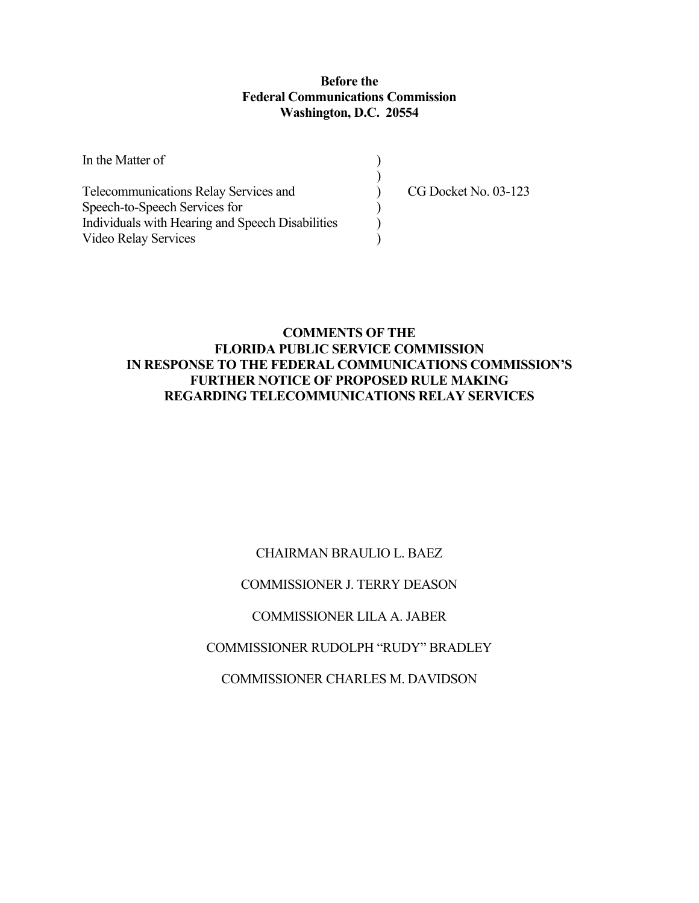**Before the**
**Federal Communications Commission**
**Washington, D.C. 20554**

| | | |
|---|---|---|
| In the Matter of | ) | |
| | ) | |
| Telecommunications Relay Services and | ) | CG Docket No. 03-123 |
| Speech-to-Speech Services for | ) | |
| Individuals with Hearing and Speech Disabilities | ) | |
| Video Relay Services | ) | |

**COMMENTS OF THE**
**FLORIDA PUBLIC SERVICE COMMISSION**
**IN RESPONSE TO THE FEDERAL COMMUNICATIONS COMMISSION'S**
**FURTHER NOTICE OF PROPOSED RULE MAKING**
**REGARDING TELECOMMUNICATIONS RELAY SERVICES**

CHAIRMAN BRAULIO L. BAEZ

COMMISSIONER J. TERRY DEASON

COMMISSIONER LILA A. JABER

COMMISSIONER RUDOLPH "RUDY" BRADLEY

COMMISSIONER CHARLES M. DAVIDSON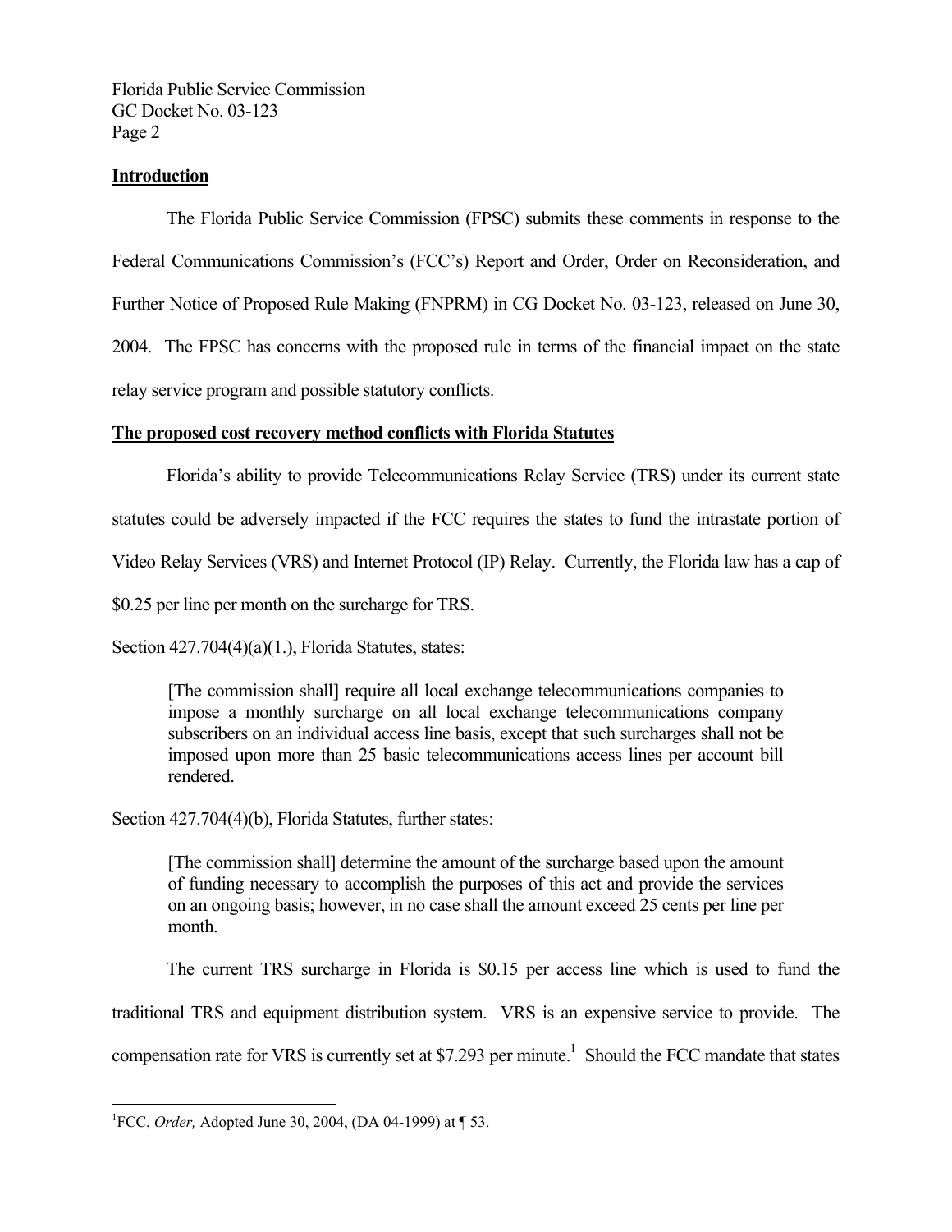## Introduction

The Florida Public Service Commission (FPSC) submits these comments in response to the Federal Communications Commission's (FCC's) Report and Order, Order on Reconsideration, and Further Notice of Proposed Rule Making (FNPRM) in CG Docket No. 03-123, released on June 30, 2004. The FPSC has concerns with the proposed rule in terms of the financial impact on the state relay service program and possible statutory conflicts.

## The proposed cost recovery method conflicts with Florida Statutes

Florida's ability to provide Telecommunications Relay Service (TRS) under its current state statutes could be adversely impacted if the FCC requires the states to fund the intrastate portion of Video Relay Services (VRS) and Internet Protocol (IP) Relay. Currently, the Florida law has a cap of $0.25 per line per month on the surcharge for TRS.

Section 427.704(4)(a)(1.), Florida Statutes, states:

> [The commission shall] require all local exchange telecommunications companies to impose a monthly surcharge on all local exchange telecommunications company subscribers on an individual access line basis, except that such surcharges shall not be imposed upon more than 25 basic telecommunications access lines per account bill rendered.

Section 427.704(4)(b), Florida Statutes, further states:

> [The commission shall] determine the amount of the surcharge based upon the amount of funding necessary to accomplish the purposes of this act and provide the services on an ongoing basis; however, in no case shall the amount exceed 25 cents per line per month.

The current TRS surcharge in Florida is $0.15 per access line which is used to fund the traditional TRS and equipment distribution system. VRS is an expensive service to provide. The compensation rate for VRS is currently set at $7.293 per minute.[1] Should the FCC mandate that states

[1] FCC, *Order,* Adopted June 30, 2004, (DA 04-1999) at ¶ 53.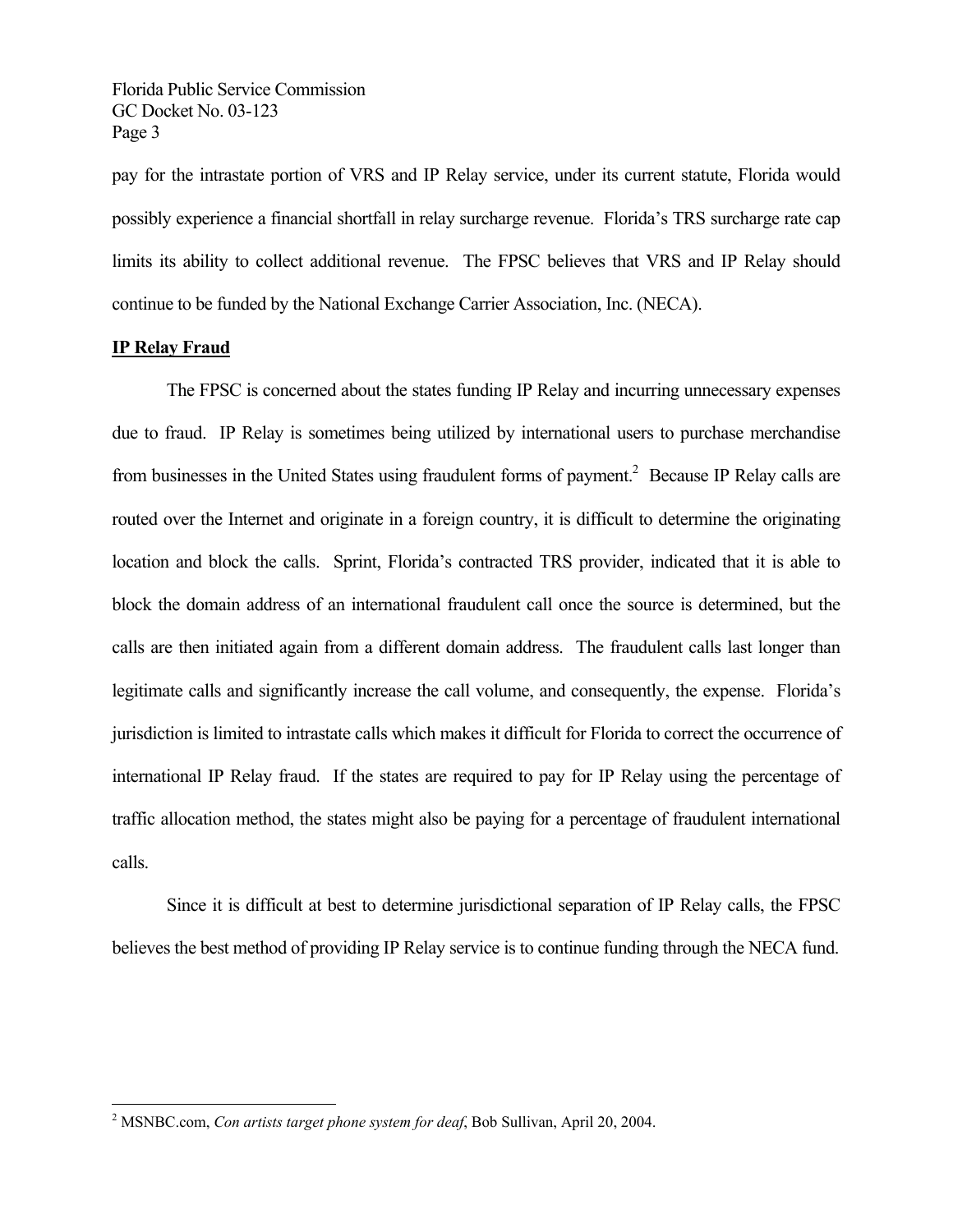pay for the intrastate portion of VRS and IP Relay service, under its current statute, Florida would possibly experience a financial shortfall in relay surcharge revenue. Florida's TRS surcharge rate cap limits its ability to collect additional revenue. The FPSC believes that VRS and IP Relay should continue to be funded by the National Exchange Carrier Association, Inc. (NECA).

**IP Relay Fraud**

The FPSC is concerned about the states funding IP Relay and incurring unnecessary expenses due to fraud. IP Relay is sometimes being utilized by international users to purchase merchandise from businesses in the United States using fraudulent forms of payment.[2] Because IP Relay calls are routed over the Internet and originate in a foreign country, it is difficult to determine the originating location and block the calls. Sprint, Florida's contracted TRS provider, indicated that it is able to block the domain address of an international fraudulent call once the source is determined, but the calls are then initiated again from a different domain address. The fraudulent calls last longer than legitimate calls and significantly increase the call volume, and consequently, the expense. Florida's jurisdiction is limited to intrastate calls which makes it difficult for Florida to correct the occurrence of international IP Relay fraud. If the states are required to pay for IP Relay using the percentage of traffic allocation method, the states might also be paying for a percentage of fraudulent international calls.

Since it is difficult at best to determine jurisdictional separation of IP Relay calls, the FPSC believes the best method of providing IP Relay service is to continue funding through the NECA fund.

---

[2] MSNBC.com, *Con artists target phone system for deaf*, Bob Sullivan, April 20, 2004.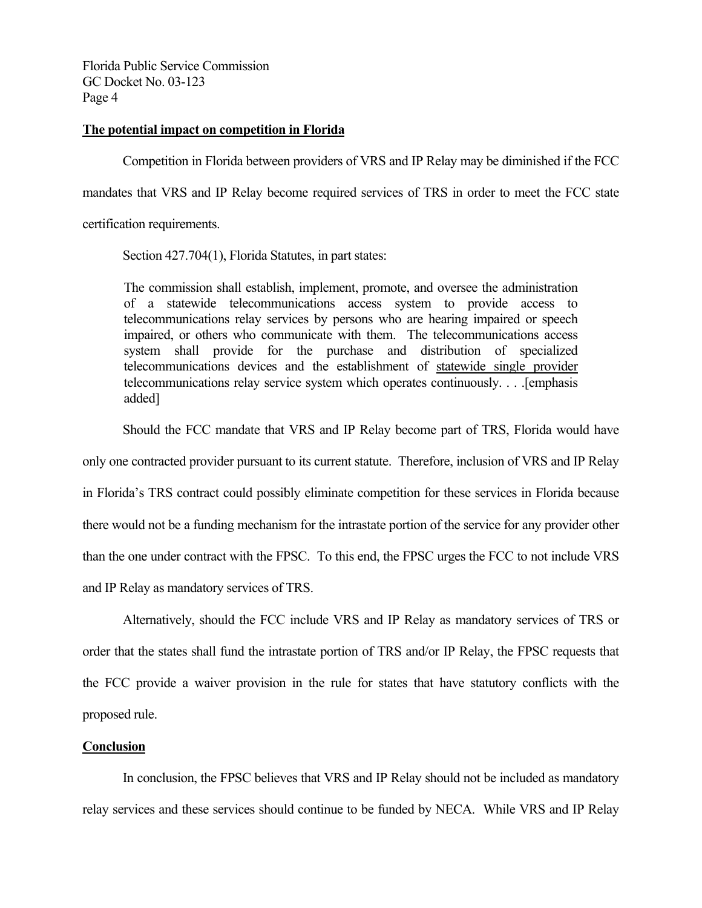**The potential impact on competition in Florida**

Competition in Florida between providers of VRS and IP Relay may be diminished if the FCC mandates that VRS and IP Relay become required services of TRS in order to meet the FCC state certification requirements.

Section 427.704(1), Florida Statutes, in part states:

> The commission shall establish, implement, promote, and oversee the administration of a statewide telecommunications access system to provide access to telecommunications relay services by persons who are hearing impaired or speech impaired, or others who communicate with them. The telecommunications access system shall provide for the purchase and distribution of specialized telecommunications devices and the establishment of <u>statewide single provider</u> telecommunications relay service system which operates continuously. . . .[emphasis added]

Should the FCC mandate that VRS and IP Relay become part of TRS, Florida would have only one contracted provider pursuant to its current statute. Therefore, inclusion of VRS and IP Relay in Florida's TRS contract could possibly eliminate competition for these services in Florida because there would not be a funding mechanism for the intrastate portion of the service for any provider other than the one under contract with the FPSC. To this end, the FPSC urges the FCC to not include VRS and IP Relay as mandatory services of TRS.

Alternatively, should the FCC include VRS and IP Relay as mandatory services of TRS or order that the states shall fund the intrastate portion of TRS and/or IP Relay, the FPSC requests that the FCC provide a waiver provision in the rule for states that have statutory conflicts with the proposed rule.

**Conclusion**

In conclusion, the FPSC believes that VRS and IP Relay should not be included as mandatory relay services and these services should continue to be funded by NECA. While VRS and IP Relay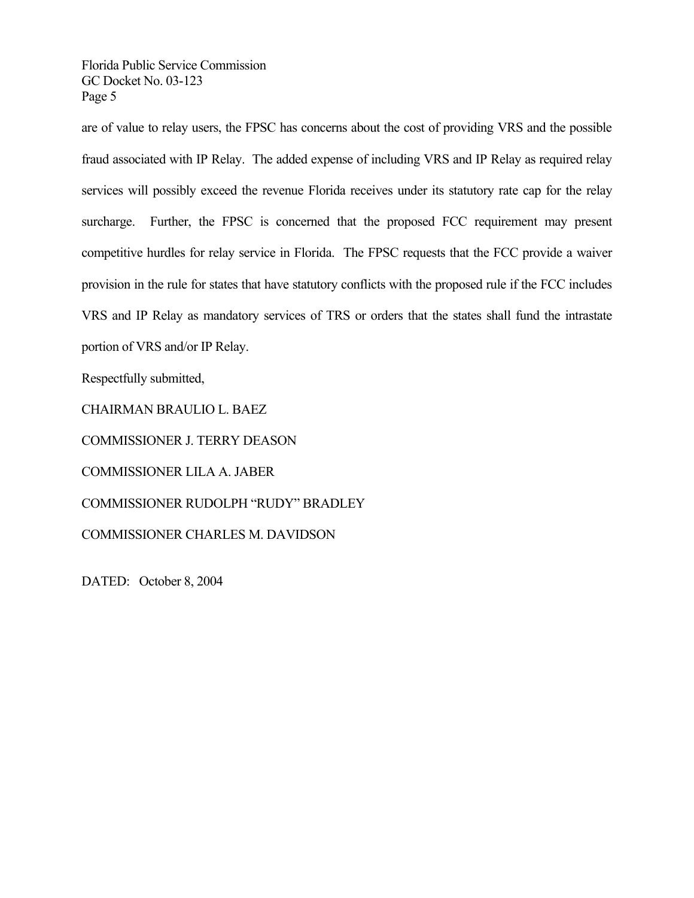are of value to relay users, the FPSC has concerns about the cost of providing VRS and the possible fraud associated with IP Relay. The added expense of including VRS and IP Relay as required relay services will possibly exceed the revenue Florida receives under its statutory rate cap for the relay surcharge. Further, the FPSC is concerned that the proposed FCC requirement may present competitive hurdles for relay service in Florida. The FPSC requests that the FCC provide a waiver provision in the rule for states that have statutory conflicts with the proposed rule if the FCC includes VRS and IP Relay as mandatory services of TRS or orders that the states shall fund the intrastate portion of VRS and/or IP Relay.

Respectfully submitted,

CHAIRMAN BRAULIO L. BAEZ

COMMISSIONER J. TERRY DEASON

COMMISSIONER LILA A. JABER

COMMISSIONER RUDOLPH "RUDY" BRADLEY

COMMISSIONER CHARLES M. DAVIDSON

DATED: October 8, 2004